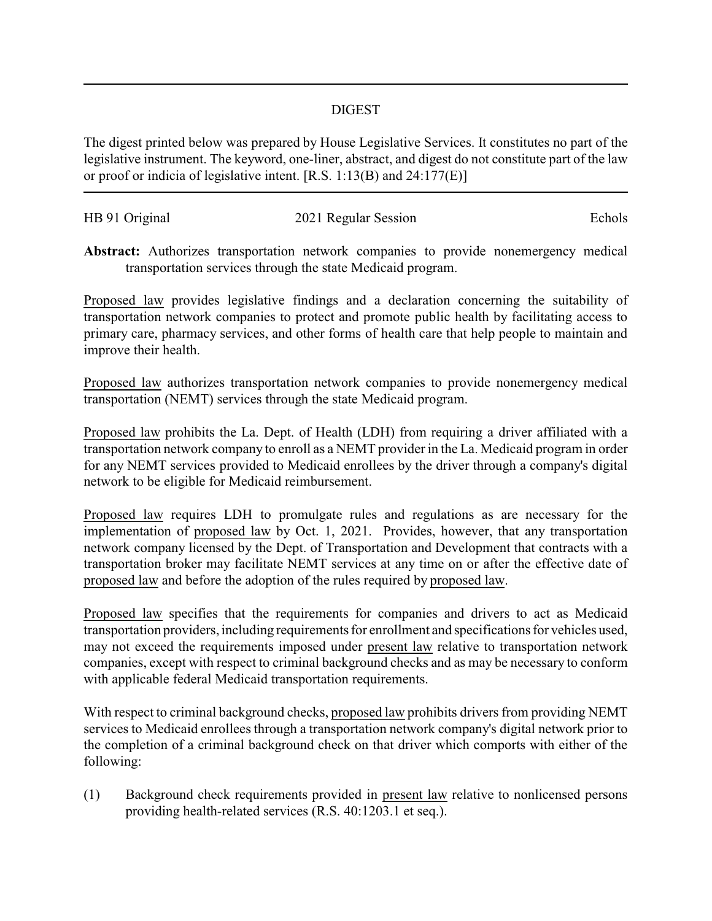# DIGEST

The digest printed below was prepared by House Legislative Services. It constitutes no part of the legislative instrument. The keyword, one-liner, abstract, and digest do not constitute part of the law or proof or indicia of legislative intent. [R.S. 1:13(B) and 24:177(E)]

HB 91 Original 2021 Regular Session Echols

**Abstract:** Authorizes transportation network companies to provide nonemergency medical transportation services through the state Medicaid program.

Proposed law provides legislative findings and a declaration concerning the suitability of transportation network companies to protect and promote public health by facilitating access to primary care, pharmacy services, and other forms of health care that help people to maintain and improve their health.

Proposed law authorizes transportation network companies to provide nonemergency medical transportation (NEMT) services through the state Medicaid program.

Proposed law prohibits the La. Dept. of Health (LDH) from requiring a driver affiliated with a transportation network company to enroll as a NEMT provider in the La. Medicaid program in order for any NEMT services provided to Medicaid enrollees by the driver through a company's digital network to be eligible for Medicaid reimbursement.

Proposed law requires LDH to promulgate rules and regulations as are necessary for the implementation of proposed law by Oct. 1, 2021. Provides, however, that any transportation network company licensed by the Dept. of Transportation and Development that contracts with a transportation broker may facilitate NEMT services at any time on or after the effective date of proposed law and before the adoption of the rules required by proposed law.

Proposed law specifies that the requirements for companies and drivers to act as Medicaid transportation providers, including requirements for enrollment and specifications for vehicles used, may not exceed the requirements imposed under present law relative to transportation network companies, except with respect to criminal background checks and as may be necessary to conform with applicable federal Medicaid transportation requirements.

With respect to criminal background checks, proposed law prohibits drivers from providing NEMT services to Medicaid enrollees through a transportation network company's digital network prior to the completion of a criminal background check on that driver which comports with either of the following:

(1) Background check requirements provided in present law relative to nonlicensed persons providing health-related services (R.S. 40:1203.1 et seq.).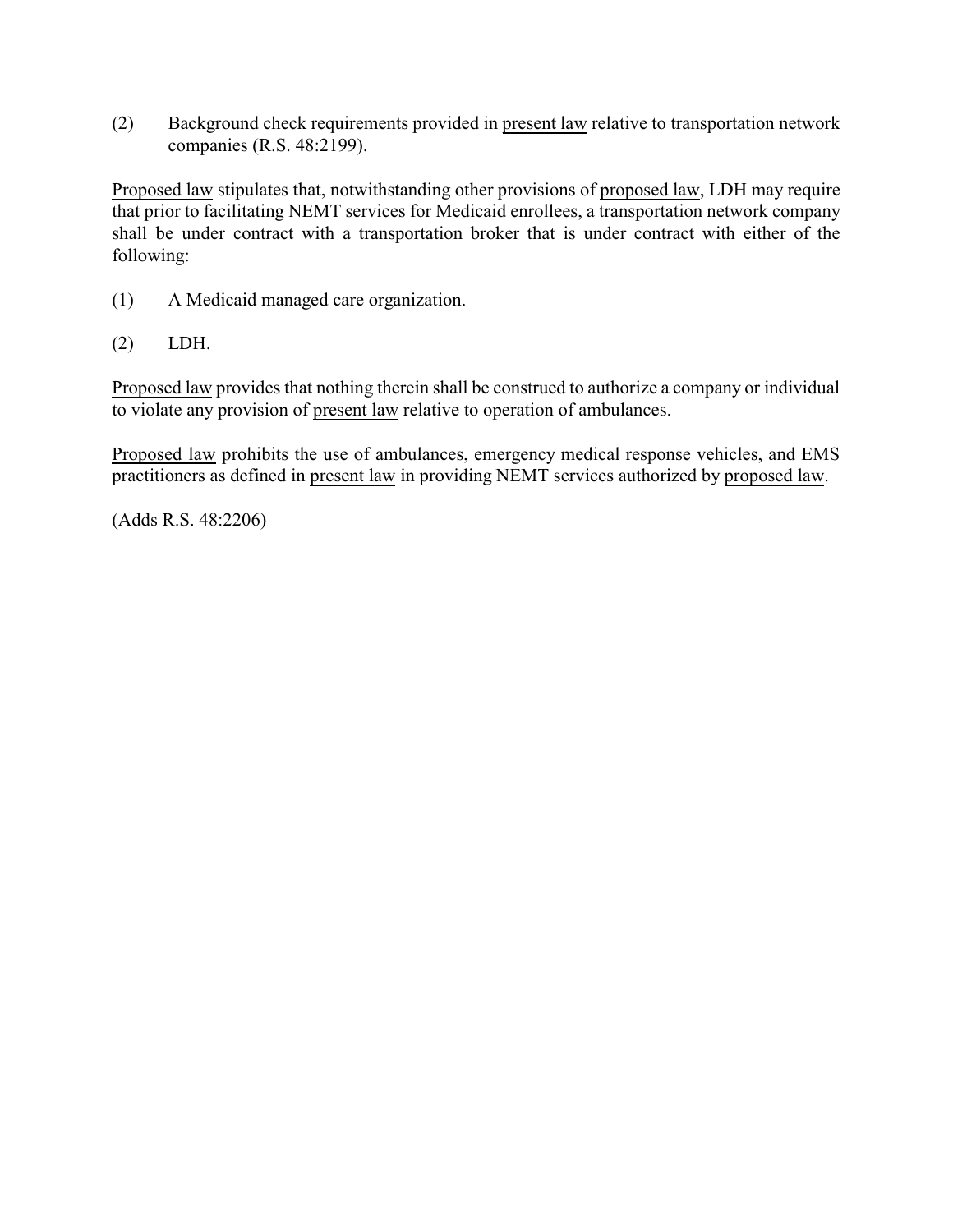(2) Background check requirements provided in present law relative to transportation network companies (R.S. 48:2199).

Proposed law stipulates that, notwithstanding other provisions of proposed law, LDH may require that prior to facilitating NEMT services for Medicaid enrollees, a transportation network company shall be under contract with a transportation broker that is under contract with either of the following:

(1) A Medicaid managed care organization.

(2) LDH.

Proposed law provides that nothing therein shall be construed to authorize a company or individual to violate any provision of present law relative to operation of ambulances.

Proposed law prohibits the use of ambulances, emergency medical response vehicles, and EMS practitioners as defined in present law in providing NEMT services authorized by proposed law.

(Adds R.S. 48:2206)